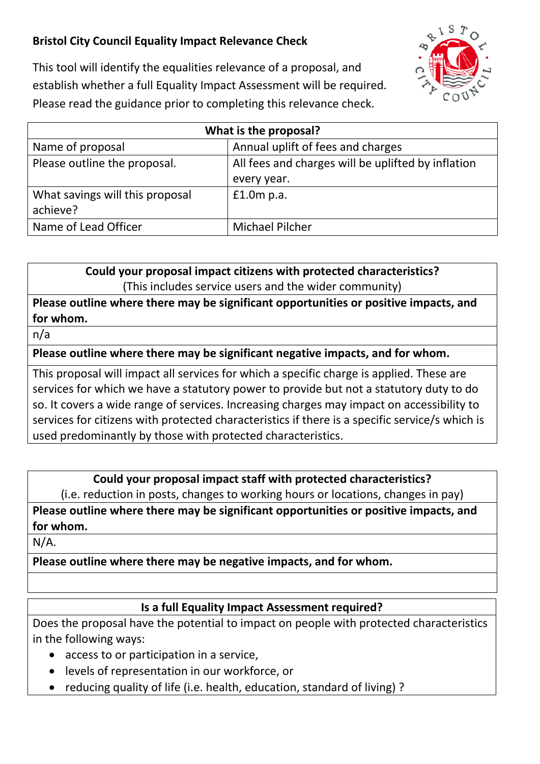**Bristol City Council Equality Impact Relevance Check**

This tool will identify the equalities relevance of a proposal, and establish whether a full Equality Impact Assessment will be required. Please read the guidance prior to completing this relevance check.

| **What is the proposal?** | |
|---|---|
| Name of proposal | Annual uplift of fees and charges |
| Please outline the proposal. | All fees and charges will be uplifted by inflation every year. |
| What savings will this proposal achieve? | £1.0m p.a. |
| Name of Lead Officer | Michael Pilcher |

| **Could your proposal impact citizens with protected characteristics?** (This includes service users and the wider community) |
|---|
| **Please outline where there may be significant opportunities or positive impacts, and for whom.** |
| n/a |
| **Please outline where there may be significant negative impacts, and for whom.** |
| This proposal will impact all services for which a specific charge is applied. These are services for which we have a statutory power to provide but not a statutory duty to do so. It covers a wide range of services. Increasing charges may impact on accessibility to services for citizens with protected characteristics if there is a specific service/s which is used predominantly by those with protected characteristics. |

| **Could your proposal impact staff with protected characteristics?** (i.e. reduction in posts, changes to working hours or locations, changes in pay) |
|---|
| **Please outline where there may be significant opportunities or positive impacts, and for whom.** |
| N/A. |
| **Please outline where there may be negative impacts, and for whom.** |
| |

| **Is a full Equality Impact Assessment required?** |
|---|
| Does the proposal have the potential to impact on people with protected characteristics in the following ways:<br>• access to or participation in a service,<br>• levels of representation in our workforce, or<br>• reducing quality of life (i.e. health, education, standard of living) ? |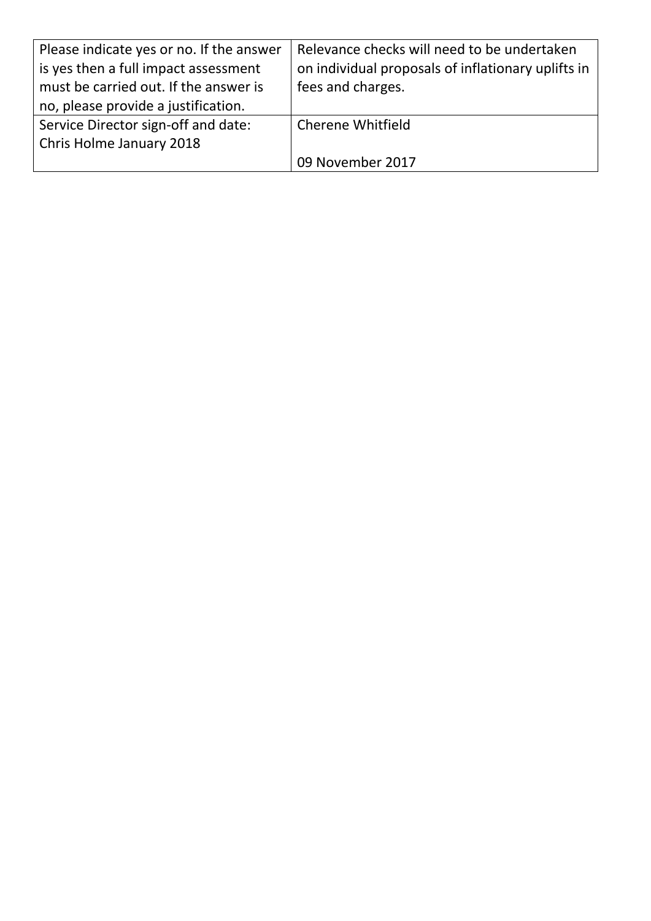| | |
|---|---|
| Please indicate yes or no. If the answer is yes then a full impact assessment must be carried out. If the answer is no, please provide a justification. | Relevance checks will need to be undertaken on individual proposals of inflationary uplifts in fees and charges. |
| Service Director sign-off and date: Chris Holme January 2018 | Cherene Whitfield<br><br>09 November 2017 |